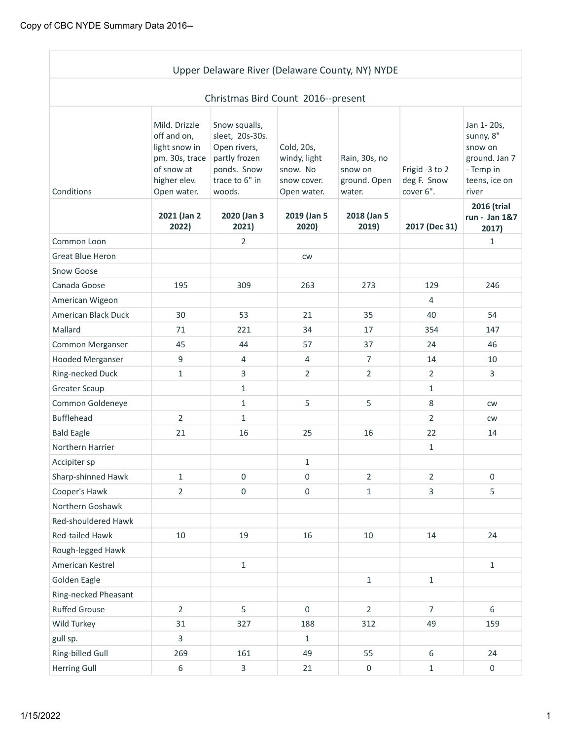# Upper Delaware River (Delaware County, NY) NYDE

## Christmas Bird Count 2016--present

| Conditions | Mild. Drizzle off and on, light snow in pm. 30s, trace of snow at higher elev. Open water. | Snow squalls, sleet, 20s-30s. Open rivers, partly frozen ponds. Snow trace to 6" in woods. | Cold, 20s, windy, light snow. No snow cover. Open water. | Rain, 30s, no snow on ground. Open water. | Frigid -3 to 2 deg F. Snow cover 6". | Jan 1- 20s, sunny, 8" snow on ground. Jan 7 - Temp in teens, ice on river |
|---|---|---|---|---|---|---|
| | **2021 (Jan 2 2022)** | **2020 (Jan 3 2021)** | **2019 (Jan 5 2020)** | **2018 (Jan 5 2019)** | **2017 (Dec 31)** | **2016 (trial run - Jan 1&7 2017)** |
| Common Loon | | 2 | | | | 1 |
| Great Blue Heron | | | cw | | | |
| Snow Goose | | | | | | |
| Canada Goose | 195 | 309 | 263 | 273 | 129 | 246 |
| American Wigeon | | | | | 4 | |
| American Black Duck | 30 | 53 | 21 | 35 | 40 | 54 |
| Mallard | 71 | 221 | 34 | 17 | 354 | 147 |
| Common Merganser | 45 | 44 | 57 | 37 | 24 | 46 |
| Hooded Merganser | 9 | 4 | 4 | 7 | 14 | 10 |
| Ring-necked Duck | 1 | 3 | 2 | 2 | 2 | 3 |
| Greater Scaup | | 1 | | | 1 | |
| Common Goldeneye | | 1 | 5 | 5 | 8 | cw |
| Bufflehead | 2 | 1 | | | 2 | cw |
| Bald Eagle | 21 | 16 | 25 | 16 | 22 | 14 |
| Northern Harrier | | | | | 1 | |
| Accipiter sp | | | 1 | | | |
| Sharp-shinned Hawk | 1 | 0 | 0 | 2 | 2 | 0 |
| Cooper's Hawk | 2 | 0 | 0 | 1 | 3 | 5 |
| Northern Goshawk | | | | | | |
| Red-shouldered Hawk | | | | | | |
| Red-tailed Hawk | 10 | 19 | 16 | 10 | 14 | 24 |
| Rough-legged Hawk | | | | | | |
| American Kestrel | | 1 | | | | 1 |
| Golden Eagle | | | | 1 | 1 | |
| Ring-necked Pheasant | | | | | | |
| Ruffed Grouse | 2 | 5 | 0 | 2 | 7 | 6 |
| Wild Turkey | 31 | 327 | 188 | 312 | 49 | 159 |
| gull sp. | 3 | | 1 | | | |
| Ring-billed Gull | 269 | 161 | 49 | 55 | 6 | 24 |
| Herring Gull | 6 | 3 | 21 | 0 | 1 | 0 |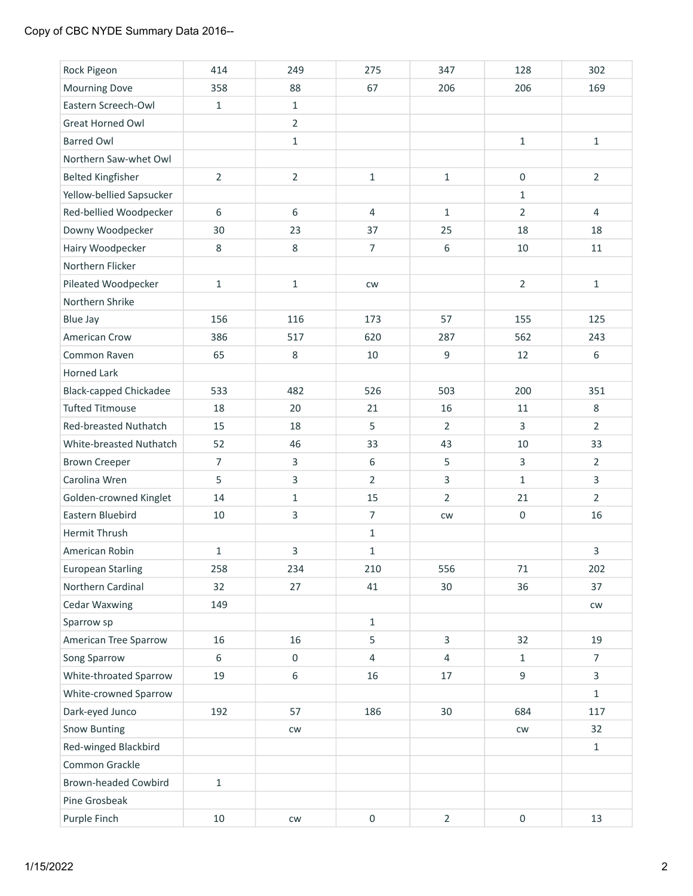| Rock Pigeon | 414 | 249 | 275 | 347 | 128 | 302 |
|---|---|---|---|---|---|---|
| Mourning Dove | 358 | 88 | 67 | 206 | 206 | 169 |
| Eastern Screech-Owl | 1 | 1 | | | | |
| Great Horned Owl | | 2 | | | | |
| Barred Owl | | 1 | | | 1 | 1 |
| Northern Saw-whet Owl | | | | | | |
| Belted Kingfisher | 2 | 2 | 1 | 1 | 0 | 2 |
| Yellow-bellied Sapsucker | | | | | 1 | |
| Red-bellied Woodpecker | 6 | 6 | 4 | 1 | 2 | 4 |
| Downy Woodpecker | 30 | 23 | 37 | 25 | 18 | 18 |
| Hairy Woodpecker | 8 | 8 | 7 | 6 | 10 | 11 |
| Northern Flicker | | | | | | |
| Pileated Woodpecker | 1 | 1 | cw | | 2 | 1 |
| Northern Shrike | | | | | | |
| Blue Jay | 156 | 116 | 173 | 57 | 155 | 125 |
| American Crow | 386 | 517 | 620 | 287 | 562 | 243 |
| Common Raven | 65 | 8 | 10 | 9 | 12 | 6 |
| Horned Lark | | | | | | |
| Black-capped Chickadee | 533 | 482 | 526 | 503 | 200 | 351 |
| Tufted Titmouse | 18 | 20 | 21 | 16 | 11 | 8 |
| Red-breasted Nuthatch | 15 | 18 | 5 | 2 | 3 | 2 |
| White-breasted Nuthatch | 52 | 46 | 33 | 43 | 10 | 33 |
| Brown Creeper | 7 | 3 | 6 | 5 | 3 | 2 |
| Carolina Wren | 5 | 3 | 2 | 3 | 1 | 3 |
| Golden-crowned Kinglet | 14 | 1 | 15 | 2 | 21 | 2 |
| Eastern Bluebird | 10 | 3 | 7 | cw | 0 | 16 |
| Hermit Thrush | | | 1 | | | |
| American Robin | 1 | 3 | 1 | | | 3 |
| European Starling | 258 | 234 | 210 | 556 | 71 | 202 |
| Northern Cardinal | 32 | 27 | 41 | 30 | 36 | 37 |
| Cedar Waxwing | 149 | | | | | cw |
| Sparrow sp | | | 1 | | | |
| American Tree Sparrow | 16 | 16 | 5 | 3 | 32 | 19 |
| Song Sparrow | 6 | 0 | 4 | 4 | 1 | 7 |
| White-throated Sparrow | 19 | 6 | 16 | 17 | 9 | 3 |
| White-crowned Sparrow | | | | | | 1 |
| Dark-eyed Junco | 192 | 57 | 186 | 30 | 684 | 117 |
| Snow Bunting | | cw | | | cw | 32 |
| Red-winged Blackbird | | | | | | 1 |
| Common Grackle | | | | | | |
| Brown-headed Cowbird | 1 | | | | | |
| Pine Grosbeak | | | | | | |
| Purple Finch | 10 | cw | 0 | 2 | 0 | 13 |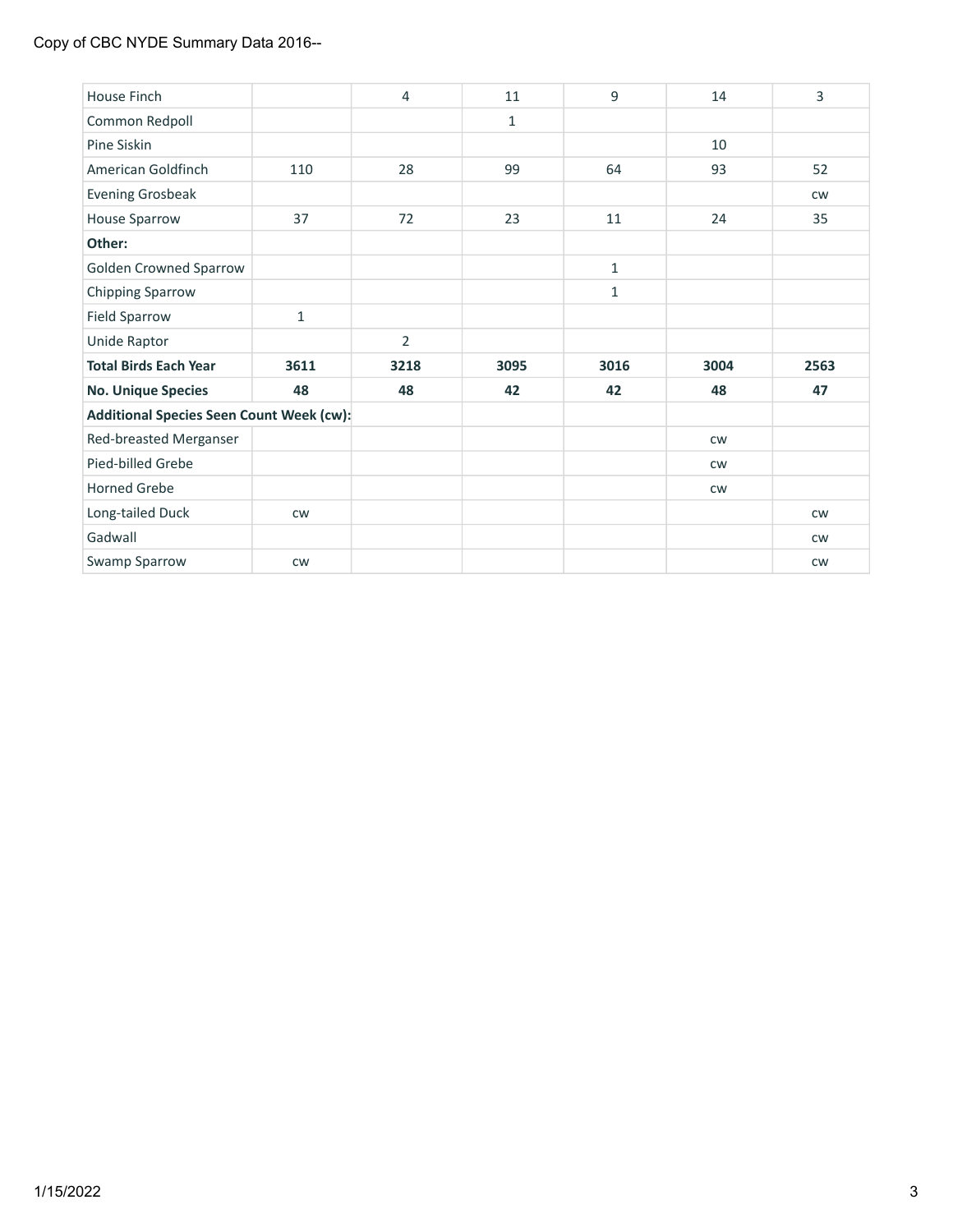| | | | | | | |
|---|---|---|---|---|---|---|
| House Finch | | 4 | 11 | 9 | 14 | 3 |
| Common Redpoll | | | 1 | | | |
| Pine Siskin | | | | | 10 | |
| American Goldfinch | 110 | 28 | 99 | 64 | 93 | 52 |
| Evening Grosbeak | | | | | | cw |
| House Sparrow | 37 | 72 | 23 | 11 | 24 | 35 |
| **Other:** | | | | | | |
| Golden Crowned Sparrow | | | | 1 | | |
| Chipping Sparrow | | | | 1 | | |
| Field Sparrow | 1 | | | | | |
| Unide Raptor | | 2 | | | | |
| **Total Birds Each Year** | **3611** | **3218** | **3095** | **3016** | **3004** | **2563** |
| **No. Unique Species** | **48** | **48** | **42** | **42** | **48** | **47** |
| **Additional Species Seen Count Week (cw):** | | | | | | |
| Red-breasted Merganser | | | | | cw | |
| Pied-billed Grebe | | | | | cw | |
| Horned Grebe | | | | | cw | |
| Long-tailed Duck | cw | | | | | cw |
| Gadwall | | | | | | cw |
| Swamp Sparrow | cw | | | | | cw |